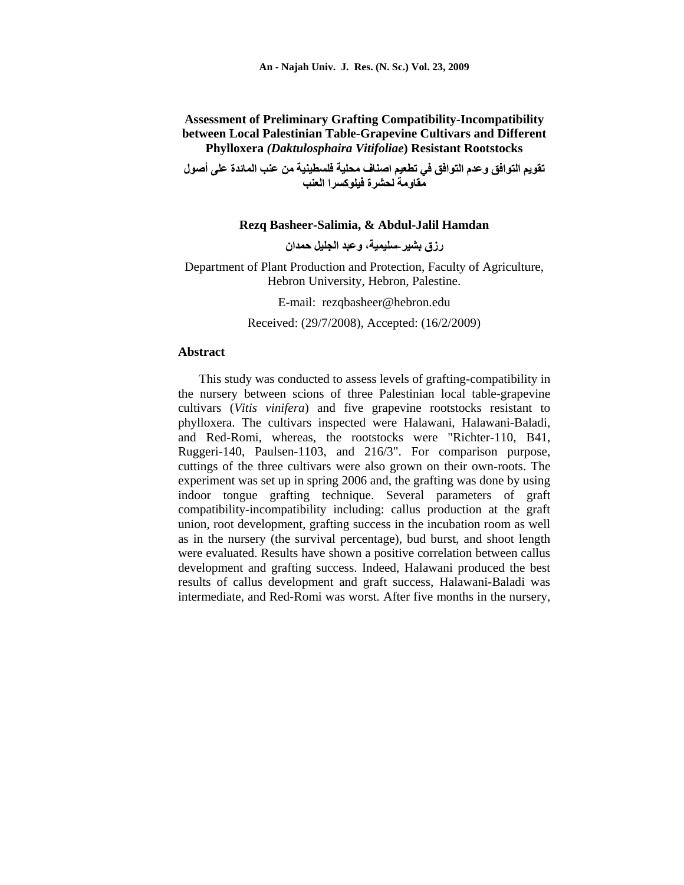# Assessment of Preliminary Grafting Compatibility-Incompatibility between Local Palestinian Table-Grapevine Cultivars and Different Phylloxera *(Daktulosphaira Vitifoliae)* Resistant Rootstocks

## تقويم التوافق وعدم التوافق في تطعيم اصناف محلية فلسطينية من عنب المائدة على أصول مقاومة لحشرة فيلوكسرا العنب

**Rezq Basheer-Salimia, & Abdul-Jalil Hamdan**

**رزق بشير-سليمية، وعبد الجليل حمدان**

Department of Plant Production and Protection, Faculty of Agriculture, Hebron University, Hebron, Palestine.

E-mail: rezqbasheer@hebron.edu

Received: (29/7/2008), Accepted: (16/2/2009)

### Abstract

This study was conducted to assess levels of grafting-compatibility in the nursery between scions of three Palestinian local table-grapevine cultivars (*Vitis vinifera*) and five grapevine rootstocks resistant to phylloxera. The cultivars inspected were Halawani, Halawani-Baladi, and Red-Romi, whereas, the rootstocks were "Richter-110, B41, Ruggeri-140, Paulsen-1103, and 216/3". For comparison purpose, cuttings of the three cultivars were also grown on their own-roots. The experiment was set up in spring 2006 and, the grafting was done by using indoor tongue grafting technique. Several parameters of graft compatibility-incompatibility including: callus production at the graft union, root development, grafting success in the incubation room as well as in the nursery (the survival percentage), bud burst, and shoot length were evaluated. Results have shown a positive correlation between callus development and grafting success. Indeed, Halawani produced the best results of callus development and graft success, Halawani-Baladi was intermediate, and Red-Romi was worst. After five months in the nursery,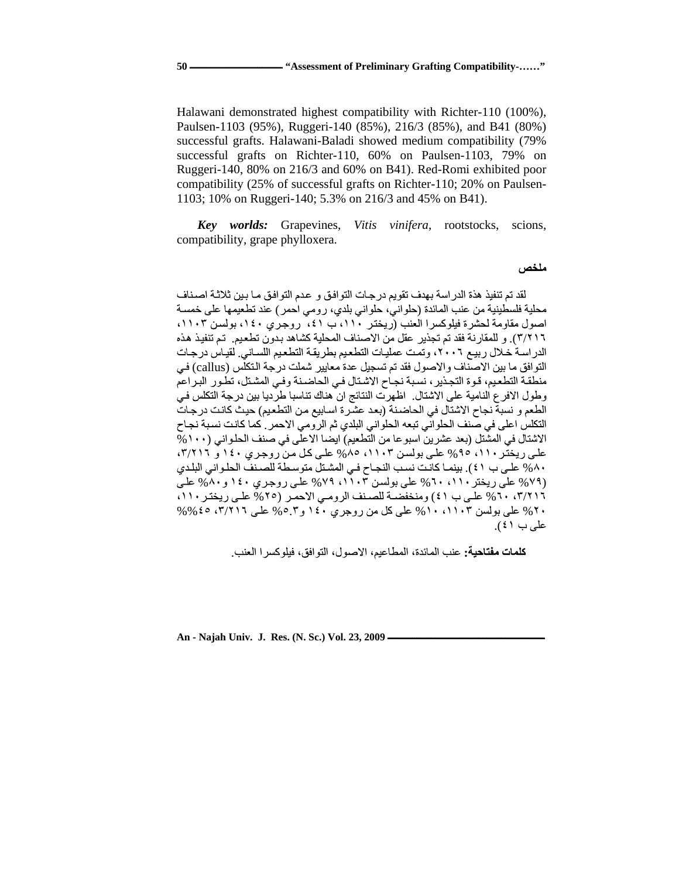Halawani demonstrated highest compatibility with Richter-110 (100%), Paulsen-1103 (95%), Ruggeri-140 (85%), 216/3 (85%), and B41 (80%) successful grafts. Halawani-Baladi showed medium compatibility (79% successful grafts on Richter-110, 60% on Paulsen-1103, 79% on Ruggeri-140, 80% on 216/3 and 60% on B41). Red-Romi exhibited poor compatibility (25% of successful grafts on Richter-110; 20% on Paulsen-1103; 10% on Ruggeri-140; 5.3% on 216/3 and 45% on B41).

***Key worlds:*** Grapevines, *Vitis vinifera*, rootstocks, scions, compatibility, grape phylloxera.

**ملخص**

لقد تم تنفيذ هذة الدراسة بهدف تقويم درجات التوافق و عدم التوافق ما بين ثلاثة اصناف محلية فلسطينية من عنب المائدة (حلواني، حلواني بلدي، رومي احمر) عند تطعيمها على خمسة اصول مقاومة لحشرة فيلوكسرا العنب (ريختر ١١٠، ب ٤١، روجري ١٤٠، بولسن ١١٠٣، ٣/٢١٦). و للمقارنة فقد تم تجذير عقل من الاصناف المحلية كشاهد بدون تطعيم. تم تنفيذ هذه الدراسة خلال ربيع ٢٠٠٦، وتمت عمليات التطعيم بطريقة التطعيم اللساني. لقياس درجات التوافق ما بين الاصناف والاصول فقد تم تسجيل عدة معايير شملت درجة التكلس (callus) في منطقة التطعيم، قوة التجذير، نسبة نجاح الاشتال في الحاضنة وفي المشتل، تطور البراعم وطول الافرع النامية على الاشتال. اظهرت النتائج ان هناك تناسبا طرديا بين درجة التكلس في الطعم و نسبة نجاح الاشتال في الحاضنة (بعد عشرة اسابيع من التطعيم) حيث كانت درجات التكلس اعلى في صنف الحلواني تبعه الحلواني البلدي ثم الرومي الاحمر. كما كانت نسبة نجاح الاشتال في المشتل (بعد عشرين اسبوعا من التطعيم) ايضا الاعلى في صنف الحلواني (١٠٠% على ريختر ١١٠، ٩٥% على بولسن ١١٠٣، ٨٥% على كل من روجري ١٤٠ و ٣/٢١٦، ٨٠% على ب ٤١). بينما كانت نسب النجاح في المشتل متوسطة للصنف الحلواني البلدي (٧٩% على ريختر ١١٠، ٦٠% على بولسن ١١٠٣، ٧٩% على روجري ١٤٠ و٨٠% على ٣/٢١٦، ٦٠% على ب ٤١) ومنخفضة للصنف الرومي الاحمر (٢٥% على ريختر ١١٠، ٢٠% على بولسن ١١٠٣، ١٠% على كل من روجري ١٤٠ و٥.٣% على ٣/٢١٦، ٤٥%% على ب ٤١).

**كلمات مفتاحية:** عنب المائدة، المطاعيم، الاصول، التوافق، فيلوكسرا العنب.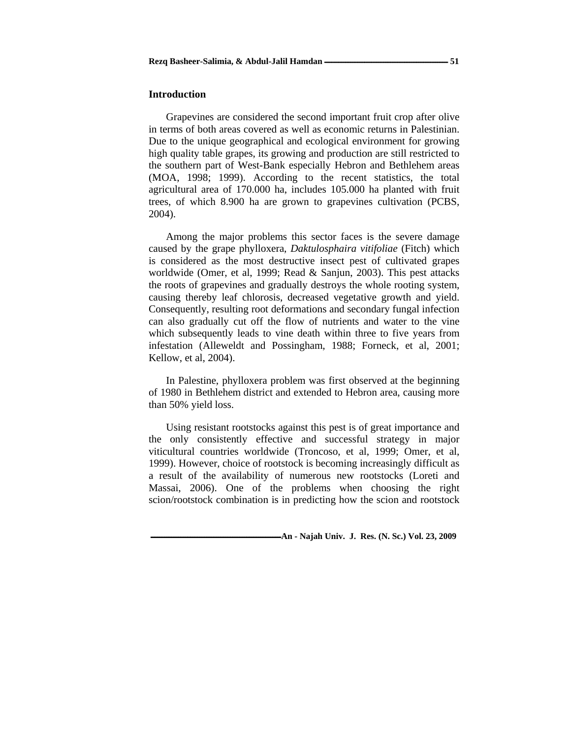## Introduction

Grapevines are considered the second important fruit crop after olive in terms of both areas covered as well as economic returns in Palestinian. Due to the unique geographical and ecological environment for growing high quality table grapes, its growing and production are still restricted to the southern part of West-Bank especially Hebron and Bethlehem areas (MOA, 1998; 1999). According to the recent statistics, the total agricultural area of 170.000 ha, includes 105.000 ha planted with fruit trees, of which 8.900 ha are grown to grapevines cultivation (PCBS, 2004).

Among the major problems this sector faces is the severe damage caused by the grape phylloxera, *Daktulosphaira vitifoliae* (Fitch) which is considered as the most destructive insect pest of cultivated grapes worldwide (Omer, et al, 1999; Read & Sanjun, 2003). This pest attacks the roots of grapevines and gradually destroys the whole rooting system, causing thereby leaf chlorosis, decreased vegetative growth and yield. Consequently, resulting root deformations and secondary fungal infection can also gradually cut off the flow of nutrients and water to the vine which subsequently leads to vine death within three to five years from infestation (Alleweldt and Possingham, 1988; Forneck, et al, 2001; Kellow, et al, 2004).

In Palestine, phylloxera problem was first observed at the beginning of 1980 in Bethlehem district and extended to Hebron area, causing more than 50% yield loss.

Using resistant rootstocks against this pest is of great importance and the only consistently effective and successful strategy in major viticultural countries worldwide (Troncoso, et al, 1999; Omer, et al, 1999). However, choice of rootstock is becoming increasingly difficult as a result of the availability of numerous new rootstocks (Loreti and Massai, 2006). One of the problems when choosing the right scion/rootstock combination is in predicting how the scion and rootstock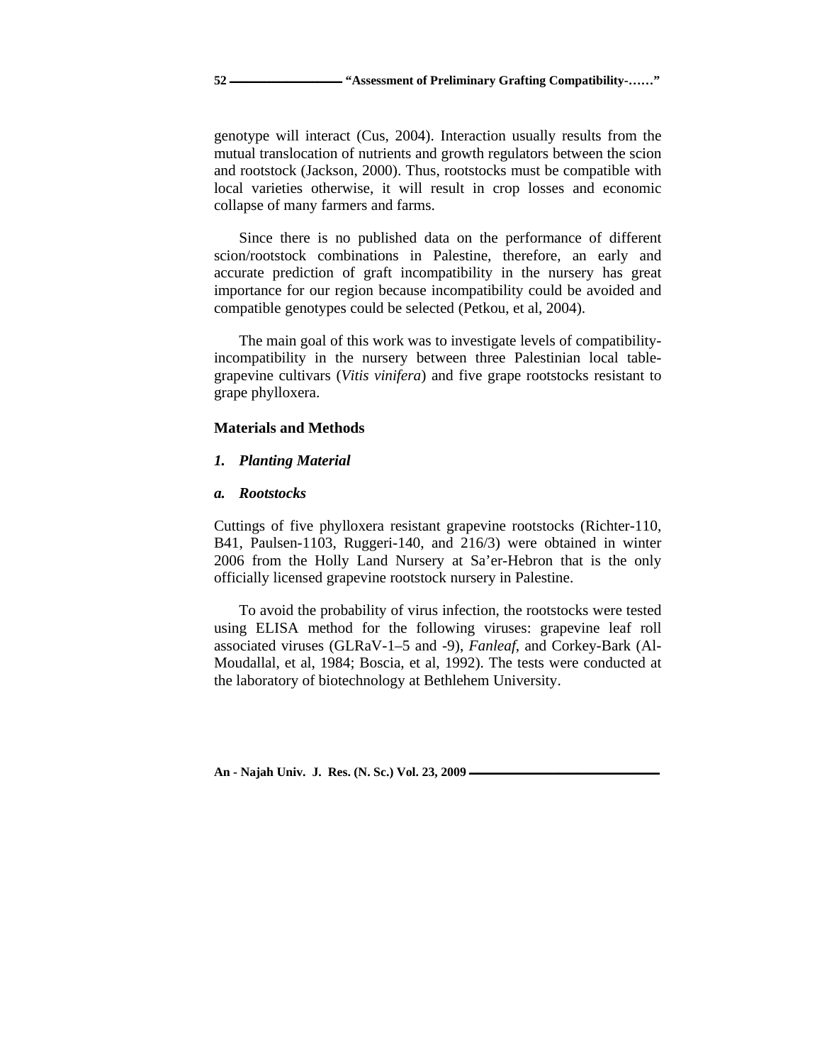genotype will interact (Cus, 2004). Interaction usually results from the mutual translocation of nutrients and growth regulators between the scion and rootstock (Jackson, 2000). Thus, rootstocks must be compatible with local varieties otherwise, it will result in crop losses and economic collapse of many farmers and farms.

Since there is no published data on the performance of different scion/rootstock combinations in Palestine, therefore, an early and accurate prediction of graft incompatibility in the nursery has great importance for our region because incompatibility could be avoided and compatible genotypes could be selected (Petkou, et al, 2004).

The main goal of this work was to investigate levels of compatibility-incompatibility in the nursery between three Palestinian local table-grapevine cultivars (*Vitis vinifera*) and five grape rootstocks resistant to grape phylloxera.

## Materials and Methods

### *1. Planting Material*

#### *a. Rootstocks*

Cuttings of five phylloxera resistant grapevine rootstocks (Richter-110, B41, Paulsen-1103, Ruggeri-140, and 216/3) were obtained in winter 2006 from the Holly Land Nursery at Sa'er-Hebron that is the only officially licensed grapevine rootstock nursery in Palestine.

To avoid the probability of virus infection, the rootstocks were tested using ELISA method for the following viruses: grapevine leaf roll associated viruses (GLRaV-1–5 and -9), *Fanleaf*, and Corkey-Bark (Al-Moudallal, et al, 1984; Boscia, et al, 1992). The tests were conducted at the laboratory of biotechnology at Bethlehem University.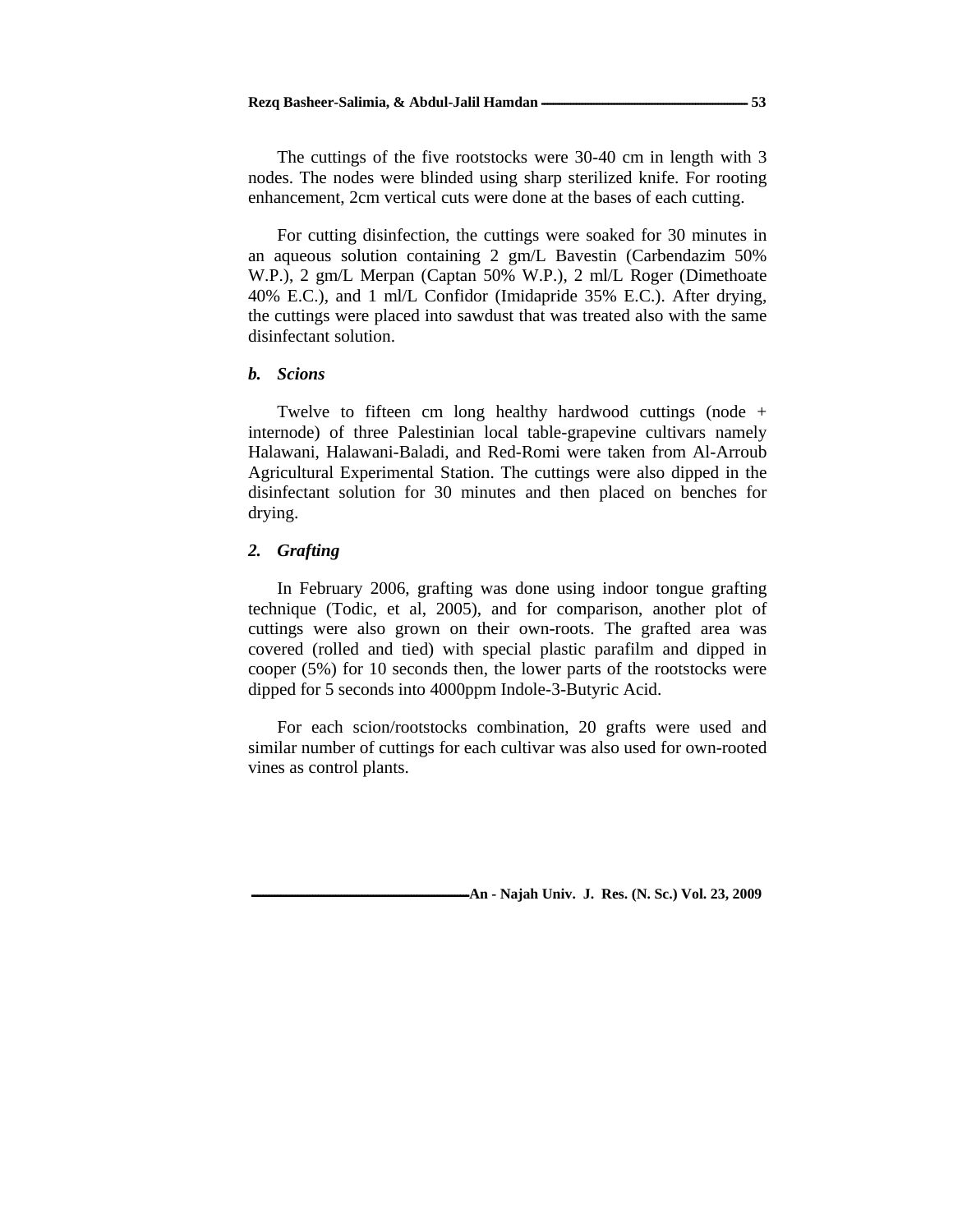The cuttings of the five rootstocks were 30-40 cm in length with 3 nodes. The nodes were blinded using sharp sterilized knife. For rooting enhancement, 2cm vertical cuts were done at the bases of each cutting.

For cutting disinfection, the cuttings were soaked for 30 minutes in an aqueous solution containing 2 gm/L Bavestin (Carbendazim 50% W.P.), 2 gm/L Merpan (Captan 50% W.P.), 2 ml/L Roger (Dimethoate 40% E.C.), and 1 ml/L Confidor (Imidapride 35% E.C.). After drying, the cuttings were placed into sawdust that was treated also with the same disinfectant solution.

### *b. Scions*

Twelve to fifteen cm long healthy hardwood cuttings (node + internode) of three Palestinian local table-grapevine cultivars namely Halawani, Halawani-Baladi, and Red-Romi were taken from Al-Arroub Agricultural Experimental Station. The cuttings were also dipped in the disinfectant solution for 30 minutes and then placed on benches for drying.

## *2. Grafting*

In February 2006, grafting was done using indoor tongue grafting technique (Todic, et al, 2005), and for comparison, another plot of cuttings were also grown on their own-roots. The grafted area was covered (rolled and tied) with special plastic parafilm and dipped in cooper (5%) for 10 seconds then, the lower parts of the rootstocks were dipped for 5 seconds into 4000ppm Indole-3-Butyric Acid.

For each scion/rootstocks combination, 20 grafts were used and similar number of cuttings for each cultivar was also used for own-rooted vines as control plants.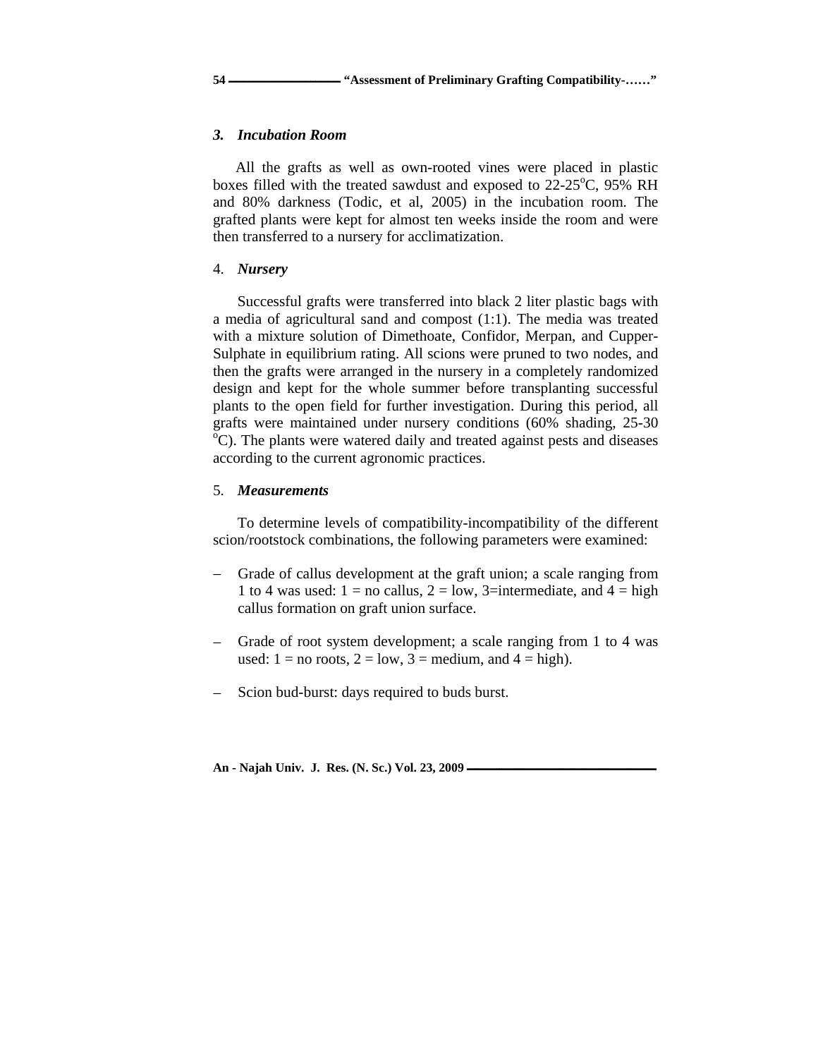### *3. Incubation Room*

All the grafts as well as own-rooted vines were placed in plastic boxes filled with the treated sawdust and exposed to 22-25$^{o}$C, 95% RH and 80% darkness (Todic, et al, 2005) in the incubation room. The grafted plants were kept for almost ten weeks inside the room and were then transferred to a nursery for acclimatization.

### 4. *Nursery*

Successful grafts were transferred into black 2 liter plastic bags with a media of agricultural sand and compost (1:1). The media was treated with a mixture solution of Dimethoate, Confidor, Merpan, and Cupper-Sulphate in equilibrium rating. All scions were pruned to two nodes, and then the grafts were arranged in the nursery in a completely randomized design and kept for the whole summer before transplanting successful plants to the open field for further investigation. During this period, all grafts were maintained under nursery conditions (60% shading, 25-30 $^{o}$C). The plants were watered daily and treated against pests and diseases according to the current agronomic practices.

### 5. *Measurements*

To determine levels of compatibility-incompatibility of the different scion/rootstock combinations, the following parameters were examined:

- Grade of callus development at the graft union; a scale ranging from 1 to 4 was used: 1 = no callus, 2 = low, 3=intermediate, and 4 = high callus formation on graft union surface.
- Grade of root system development; a scale ranging from 1 to 4 was used: 1 = no roots, 2 = low, 3 = medium, and 4 = high).
- Scion bud-burst: days required to buds burst.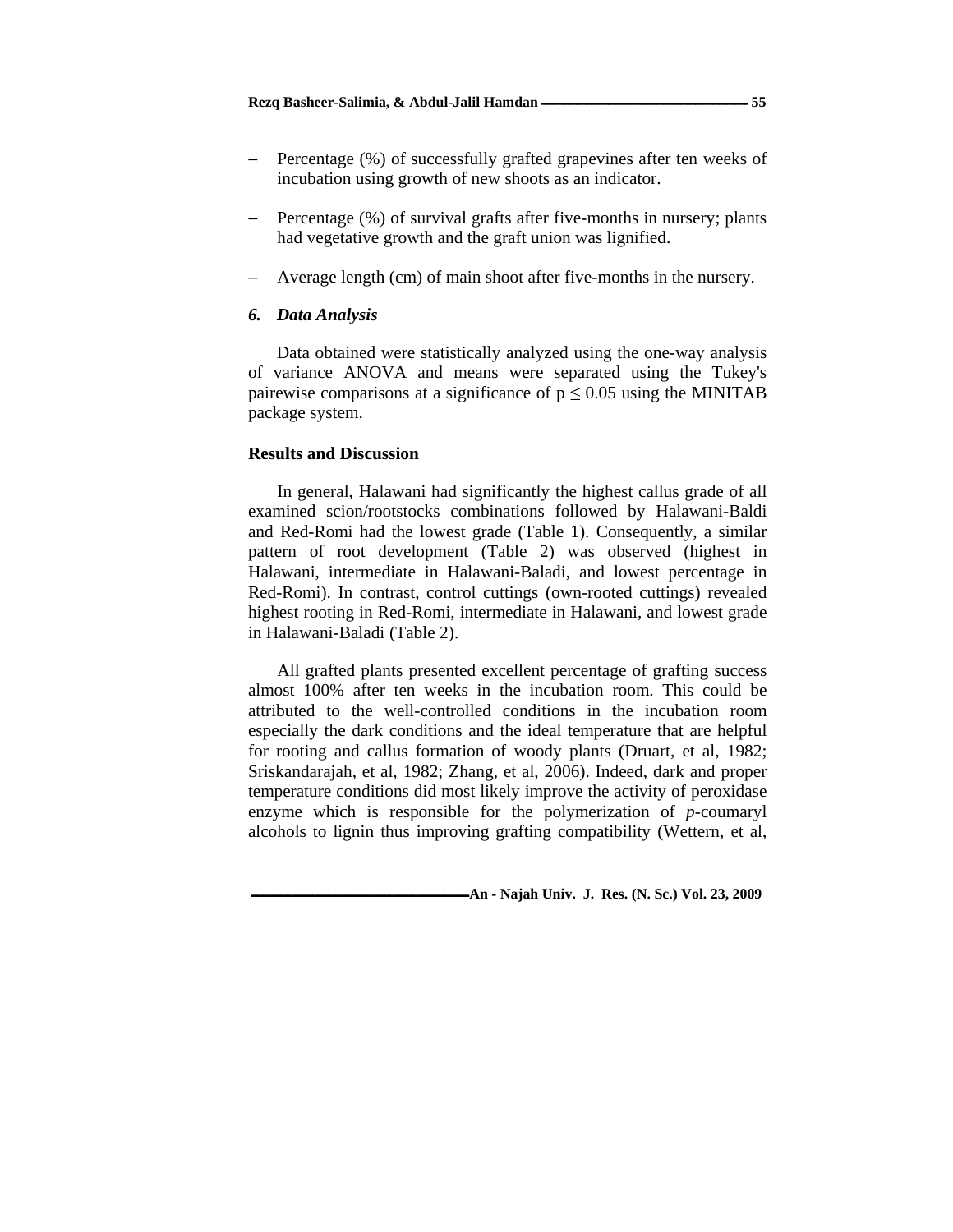- Percentage (%) of successfully grafted grapevines after ten weeks of incubation using growth of new shoots as an indicator.

- Percentage (%) of survival grafts after five-months in nursery; plants had vegetative growth and the graft union was lignified.

- Average length (cm) of main shoot after five-months in the nursery.

### *6. Data Analysis*

Data obtained were statistically analyzed using the one-way analysis of variance ANOVA and means were separated using the Tukey's pairewise comparisons at a significance of $p \leq 0.05$ using the MINITAB package system.

## Results and Discussion

In general, Halawani had significantly the highest callus grade of all examined scion/rootstocks combinations followed by Halawani-Baldi and Red-Romi had the lowest grade (Table 1). Consequently, a similar pattern of root development (Table 2) was observed (highest in Halawani, intermediate in Halawani-Baladi, and lowest percentage in Red-Romi). In contrast, control cuttings (own-rooted cuttings) revealed highest rooting in Red-Romi, intermediate in Halawani, and lowest grade in Halawani-Baladi (Table 2).

All grafted plants presented excellent percentage of grafting success almost 100% after ten weeks in the incubation room. This could be attributed to the well-controlled conditions in the incubation room especially the dark conditions and the ideal temperature that are helpful for rooting and callus formation of woody plants (Druart, et al, 1982; Sriskandarajah, et al, 1982; Zhang, et al, 2006). Indeed, dark and proper temperature conditions did most likely improve the activity of peroxidase enzyme which is responsible for the polymerization of *p*-coumaryl alcohols to lignin thus improving grafting compatibility (Wettern, et al,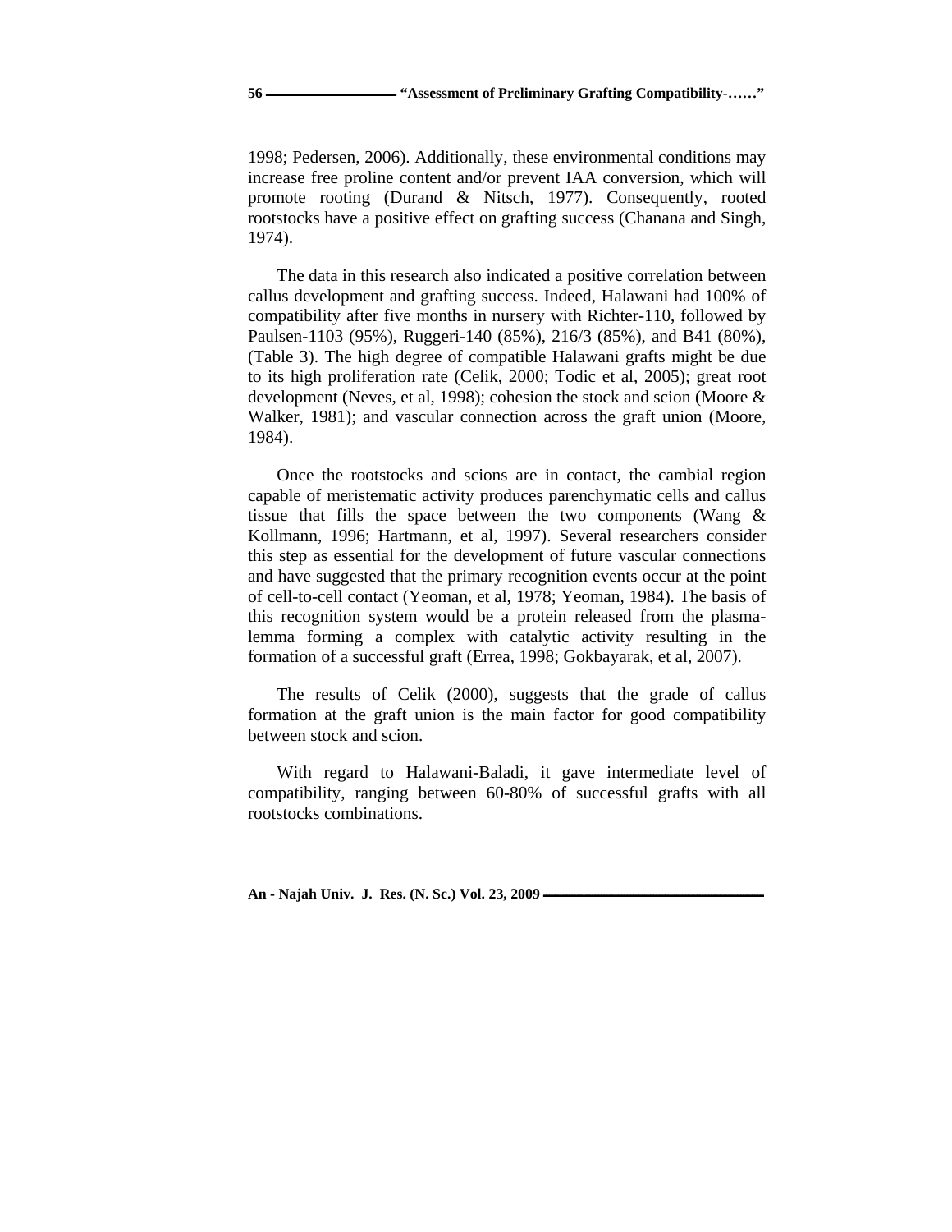1998; Pedersen, 2006). Additionally, these environmental conditions may increase free proline content and/or prevent IAA conversion, which will promote rooting (Durand & Nitsch, 1977). Consequently, rooted rootstocks have a positive effect on grafting success (Chanana and Singh, 1974).

The data in this research also indicated a positive correlation between callus development and grafting success. Indeed, Halawani had 100% of compatibility after five months in nursery with Richter-110, followed by Paulsen-1103 (95%), Ruggeri-140 (85%), 216/3 (85%), and B41 (80%), (Table 3). The high degree of compatible Halawani grafts might be due to its high proliferation rate (Celik, 2000; Todic et al, 2005); great root development (Neves, et al, 1998); cohesion the stock and scion (Moore & Walker, 1981); and vascular connection across the graft union (Moore, 1984).

Once the rootstocks and scions are in contact, the cambial region capable of meristematic activity produces parenchymatic cells and callus tissue that fills the space between the two components (Wang & Kollmann, 1996; Hartmann, et al, 1997). Several researchers consider this step as essential for the development of future vascular connections and have suggested that the primary recognition events occur at the point of cell-to-cell contact (Yeoman, et al, 1978; Yeoman, 1984). The basis of this recognition system would be a protein released from the plasma-lemma forming a complex with catalytic activity resulting in the formation of a successful graft (Errea, 1998; Gokbayarak, et al, 2007).

The results of Celik (2000), suggests that the grade of callus formation at the graft union is the main factor for good compatibility between stock and scion.

With regard to Halawani-Baladi, it gave intermediate level of compatibility, ranging between 60-80% of successful grafts with all rootstocks combinations.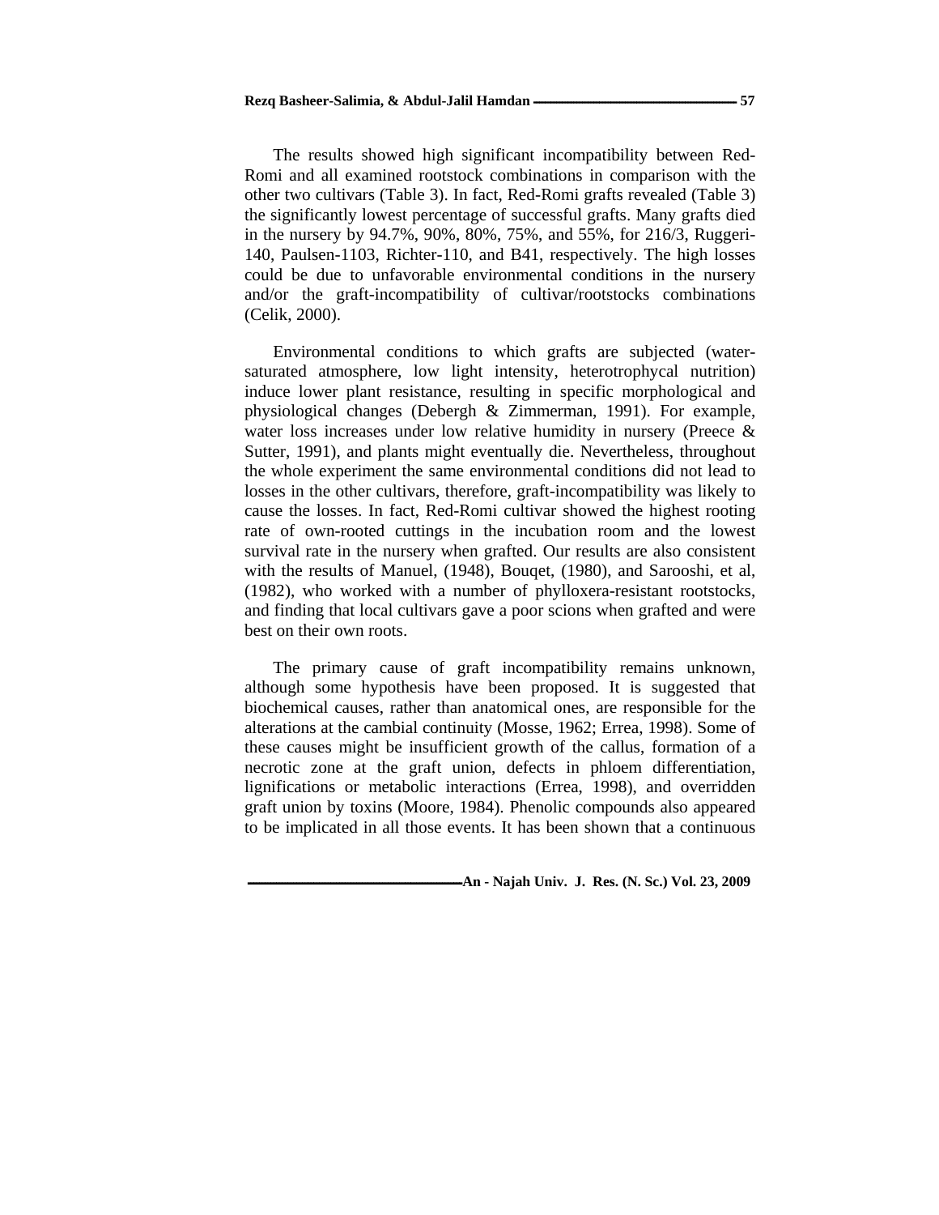The results showed high significant incompatibility between Red-Romi and all examined rootstock combinations in comparison with the other two cultivars (Table 3). In fact, Red-Romi grafts revealed (Table 3) the significantly lowest percentage of successful grafts. Many grafts died in the nursery by 94.7%, 90%, 80%, 75%, and 55%, for 216/3, Ruggeri-140, Paulsen-1103, Richter-110, and B41, respectively. The high losses could be due to unfavorable environmental conditions in the nursery and/or the graft-incompatibility of cultivar/rootstocks combinations (Celik, 2000).

Environmental conditions to which grafts are subjected (water-saturated atmosphere, low light intensity, heterotrophycal nutrition) induce lower plant resistance, resulting in specific morphological and physiological changes (Debergh & Zimmerman, 1991). For example, water loss increases under low relative humidity in nursery (Preece & Sutter, 1991), and plants might eventually die. Nevertheless, throughout the whole experiment the same environmental conditions did not lead to losses in the other cultivars, therefore, graft-incompatibility was likely to cause the losses. In fact, Red-Romi cultivar showed the highest rooting rate of own-rooted cuttings in the incubation room and the lowest survival rate in the nursery when grafted. Our results are also consistent with the results of Manuel, (1948), Bouqet, (1980), and Sarooshi, et al, (1982), who worked with a number of phylloxera-resistant rootstocks, and finding that local cultivars gave a poor scions when grafted and were best on their own roots.

The primary cause of graft incompatibility remains unknown, although some hypothesis have been proposed. It is suggested that biochemical causes, rather than anatomical ones, are responsible for the alterations at the cambial continuity (Mosse, 1962; Errea, 1998). Some of these causes might be insufficient growth of the callus, formation of a necrotic zone at the graft union, defects in phloem differentiation, lignifications or metabolic interactions (Errea, 1998), and overridden graft union by toxins (Moore, 1984). Phenolic compounds also appeared to be implicated in all those events. It has been shown that a continuous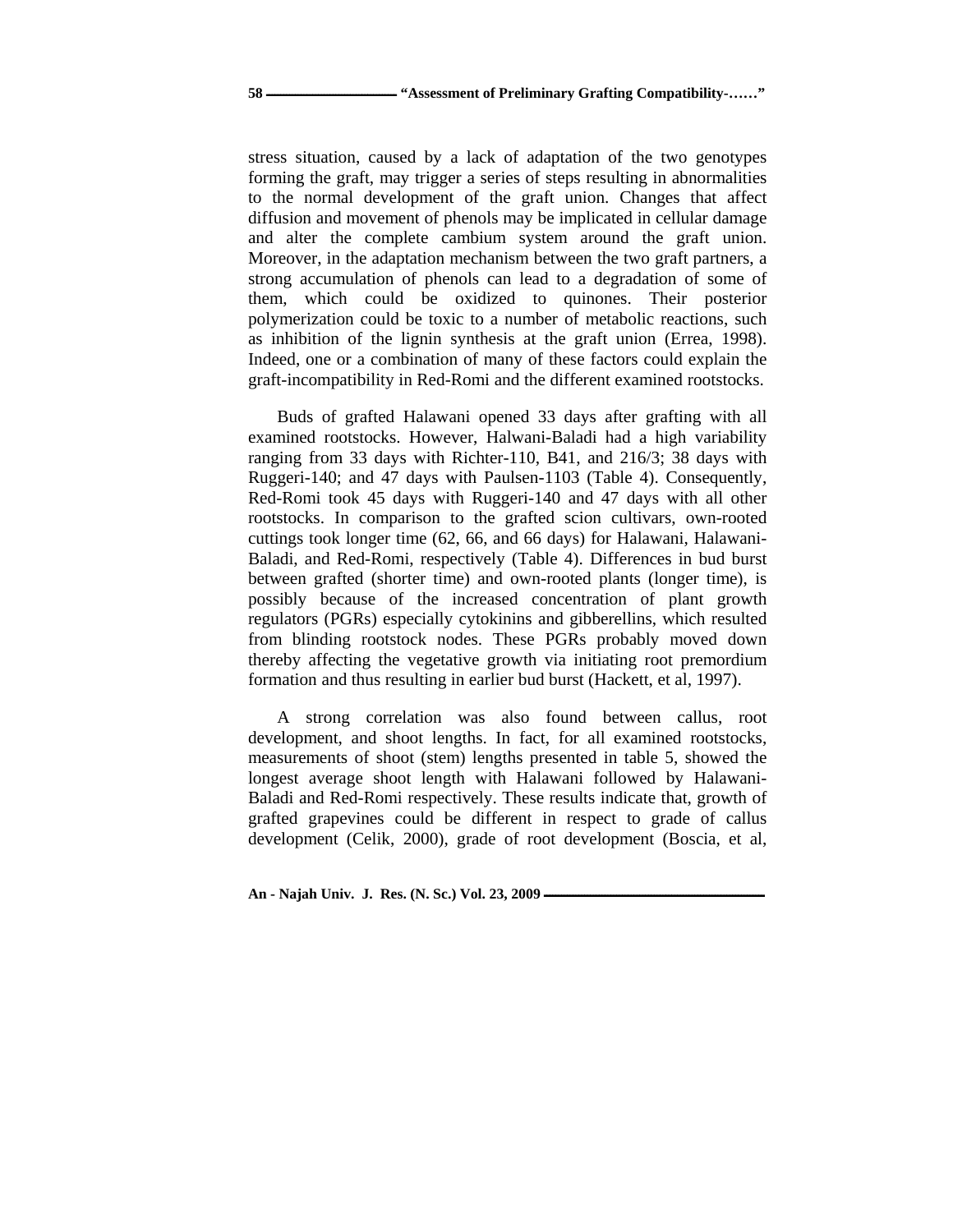stress situation, caused by a lack of adaptation of the two genotypes forming the graft, may trigger a series of steps resulting in abnormalities to the normal development of the graft union. Changes that affect diffusion and movement of phenols may be implicated in cellular damage and alter the complete cambium system around the graft union. Moreover, in the adaptation mechanism between the two graft partners, a strong accumulation of phenols can lead to a degradation of some of them, which could be oxidized to quinones. Their posterior polymerization could be toxic to a number of metabolic reactions, such as inhibition of the lignin synthesis at the graft union (Errea, 1998). Indeed, one or a combination of many of these factors could explain the graft-incompatibility in Red-Romi and the different examined rootstocks.

Buds of grafted Halawani opened 33 days after grafting with all examined rootstocks. However, Halwani-Baladi had a high variability ranging from 33 days with Richter-110, B41, and 216/3; 38 days with Ruggeri-140; and 47 days with Paulsen-1103 (Table 4). Consequently, Red-Romi took 45 days with Ruggeri-140 and 47 days with all other rootstocks. In comparison to the grafted scion cultivars, own-rooted cuttings took longer time (62, 66, and 66 days) for Halawani, Halawani-Baladi, and Red-Romi, respectively (Table 4). Differences in bud burst between grafted (shorter time) and own-rooted plants (longer time), is possibly because of the increased concentration of plant growth regulators (PGRs) especially cytokinins and gibberellins, which resulted from blinding rootstock nodes. These PGRs probably moved down thereby affecting the vegetative growth via initiating root premordium formation and thus resulting in earlier bud burst (Hackett, et al, 1997).

A strong correlation was also found between callus, root development, and shoot lengths. In fact, for all examined rootstocks, measurements of shoot (stem) lengths presented in table 5, showed the longest average shoot length with Halawani followed by Halawani-Baladi and Red-Romi respectively. These results indicate that, growth of grafted grapevines could be different in respect to grade of callus development (Celik, 2000), grade of root development (Boscia, et al,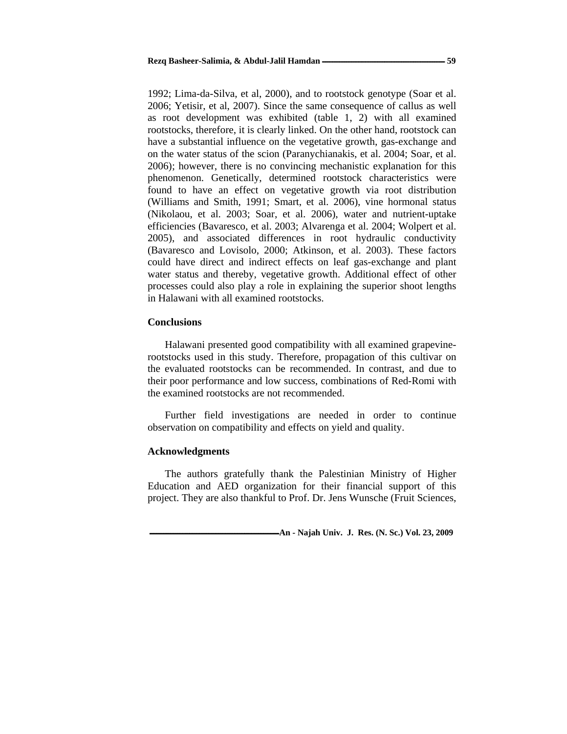1992; Lima-da-Silva, et al, 2000), and to rootstock genotype (Soar et al. 2006; Yetisir, et al, 2007). Since the same consequence of callus as well as root development was exhibited (table 1, 2) with all examined rootstocks, therefore, it is clearly linked. On the other hand, rootstock can have a substantial influence on the vegetative growth, gas-exchange and on the water status of the scion (Paranychianakis, et al. 2004; Soar, et al. 2006); however, there is no convincing mechanistic explanation for this phenomenon. Genetically, determined rootstock characteristics were found to have an effect on vegetative growth via root distribution (Williams and Smith, 1991; Smart, et al. 2006), vine hormonal status (Nikolaou, et al. 2003; Soar, et al. 2006), water and nutrient-uptake efficiencies (Bavaresco, et al. 2003; Alvarenga et al. 2004; Wolpert et al. 2005), and associated differences in root hydraulic conductivity (Bavaresco and Lovisolo, 2000; Atkinson, et al. 2003). These factors could have direct and indirect effects on leaf gas-exchange and plant water status and thereby, vegetative growth. Additional effect of other processes could also play a role in explaining the superior shoot lengths in Halawani with all examined rootstocks.

## Conclusions

Halawani presented good compatibility with all examined grapevine-rootstocks used in this study. Therefore, propagation of this cultivar on the evaluated rootstocks can be recommended. In contrast, and due to their poor performance and low success, combinations of Red-Romi with the examined rootstocks are not recommended.

Further field investigations are needed in order to continue observation on compatibility and effects on yield and quality.

## Acknowledgments

The authors gratefully thank the Palestinian Ministry of Higher Education and AED organization for their financial support of this project. They are also thankful to Prof. Dr. Jens Wunsche (Fruit Sciences,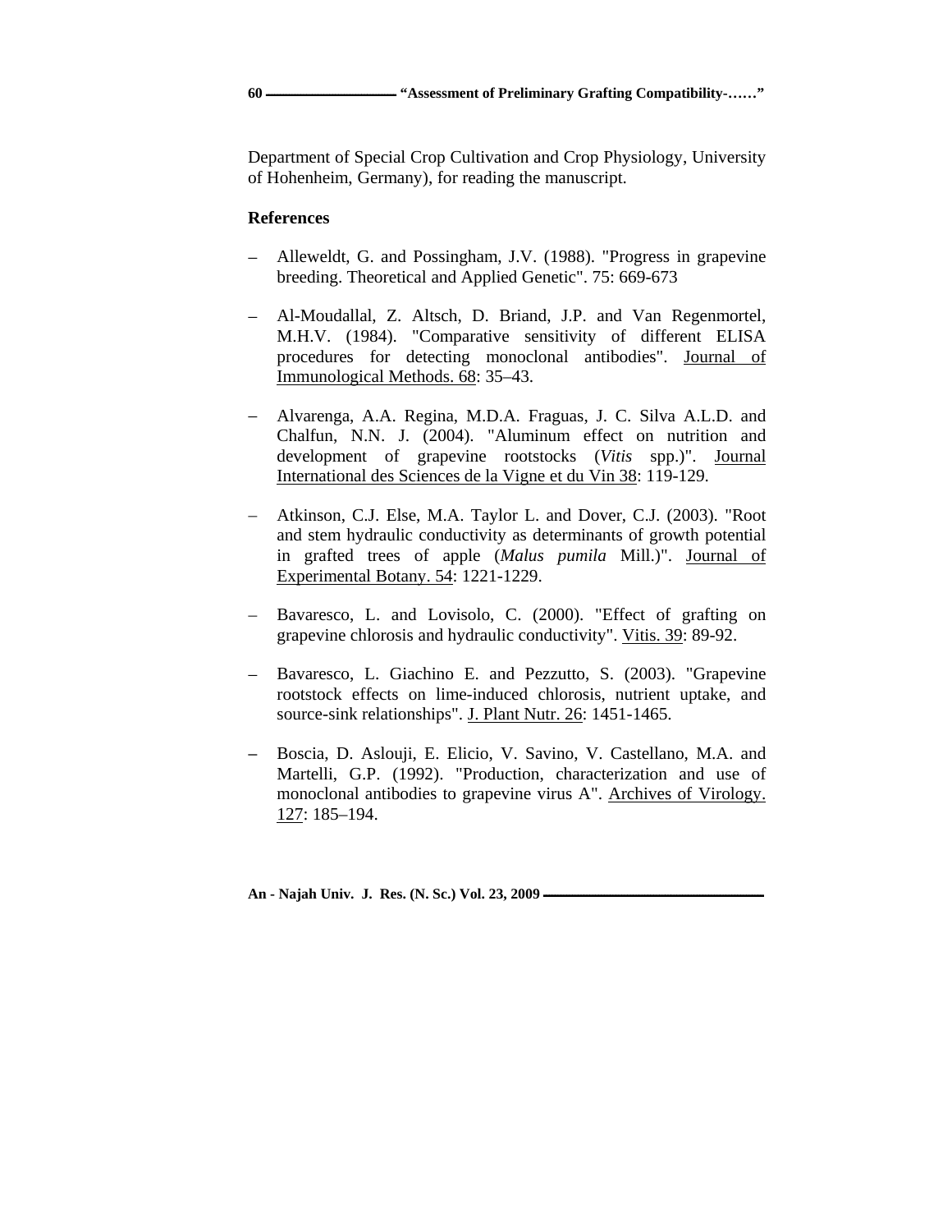Department of Special Crop Cultivation and Crop Physiology, University of Hohenheim, Germany), for reading the manuscript.

## References

- Alleweldt, G. and Possingham, J.V. (1988). "Progress in grapevine breeding. Theoretical and Applied Genetic". 75: 669-673

- Al-Moudallal, Z. Altsch, D. Briand, J.P. and Van Regenmortel, M.H.V. (1984). "Comparative sensitivity of different ELISA procedures for detecting monoclonal antibodies". Journal of Immunological Methods. 68: 35–43.

- Alvarenga, A.A. Regina, M.D.A. Fraguas, J. C. Silva A.L.D. and Chalfun, N.N. J. (2004). "Aluminum effect on nutrition and development of grapevine rootstocks (*Vitis* spp.)". Journal International des Sciences de la Vigne et du Vin 38: 119-129.

- Atkinson, C.J. Else, M.A. Taylor L. and Dover, C.J. (2003). "Root and stem hydraulic conductivity as determinants of growth potential in grafted trees of apple (*Malus pumila* Mill.)". Journal of Experimental Botany. 54: 1221-1229.

- Bavaresco, L. and Lovisolo, C. (2000). "Effect of grafting on grapevine chlorosis and hydraulic conductivity". Vitis. 39: 89-92.

- Bavaresco, L. Giachino E. and Pezzutto, S. (2003). "Grapevine rootstock effects on lime-induced chlorosis, nutrient uptake, and source-sink relationships". J. Plant Nutr. 26: 1451-1465.

- Boscia, D. Aslouji, E. Elicio, V. Savino, V. Castellano, M.A. and Martelli, G.P. (1992). "Production, characterization and use of monoclonal antibodies to grapevine virus A". Archives of Virology. 127: 185–194.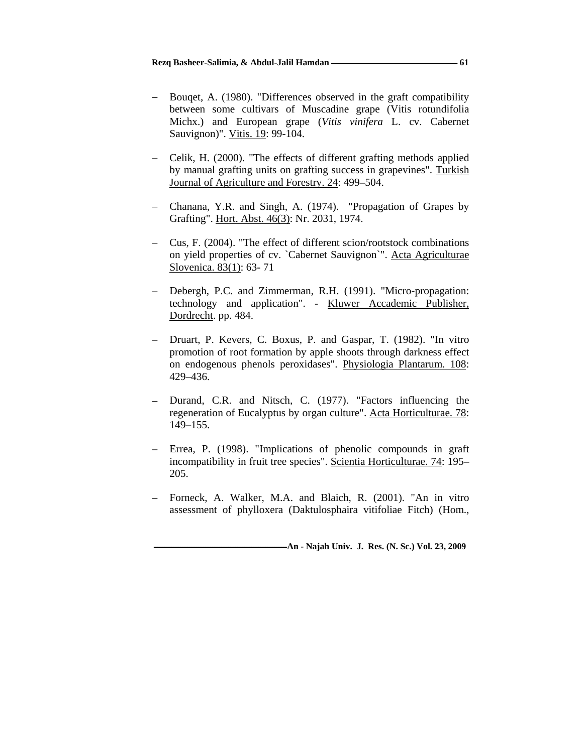- Bouqet, A. (1980). "Differences observed in the graft compatibility between some cultivars of Muscadine grape (Vitis rotundifolia Michx.) and European grape (*Vitis vinifera* L. cv. Cabernet Sauvignon)". Vitis. 19: 99-104.

- Celik, H. (2000). "The effects of different grafting methods applied by manual grafting units on grafting success in grapevines". Turkish Journal of Agriculture and Forestry. 24: 499–504.

- Chanana, Y.R. and Singh, A. (1974). "Propagation of Grapes by Grafting". Hort. Abst. 46(3): Nr. 2031, 1974.

- Cus, F. (2004). "The effect of different scion/rootstock combinations on yield properties of cv. `Cabernet Sauvignon`". Acta Agriculturae Slovenica. 83(1): 63- 71

- Debergh, P.C. and Zimmerman, R.H. (1991). "Micro-propagation: technology and application". - Kluwer Accademic Publisher, Dordrecht. pp. 484.

- Druart, P. Kevers, C. Boxus, P. and Gaspar, T. (1982). "In vitro promotion of root formation by apple shoots through darkness effect on endogenous phenols peroxidases". Physiologia Plantarum. 108: 429–436.

- Durand, C.R. and Nitsch, C. (1977). "Factors influencing the regeneration of Eucalyptus by organ culture". Acta Horticulturae. 78: 149–155.

- Errea, P. (1998). "Implications of phenolic compounds in graft incompatibility in fruit tree species". Scientia Horticulturae. 74: 195–205.

- Forneck, A. Walker, M.A. and Blaich, R. (2001). "An in vitro assessment of phylloxera (Daktulosphaira vitifoliae Fitch) (Hom.,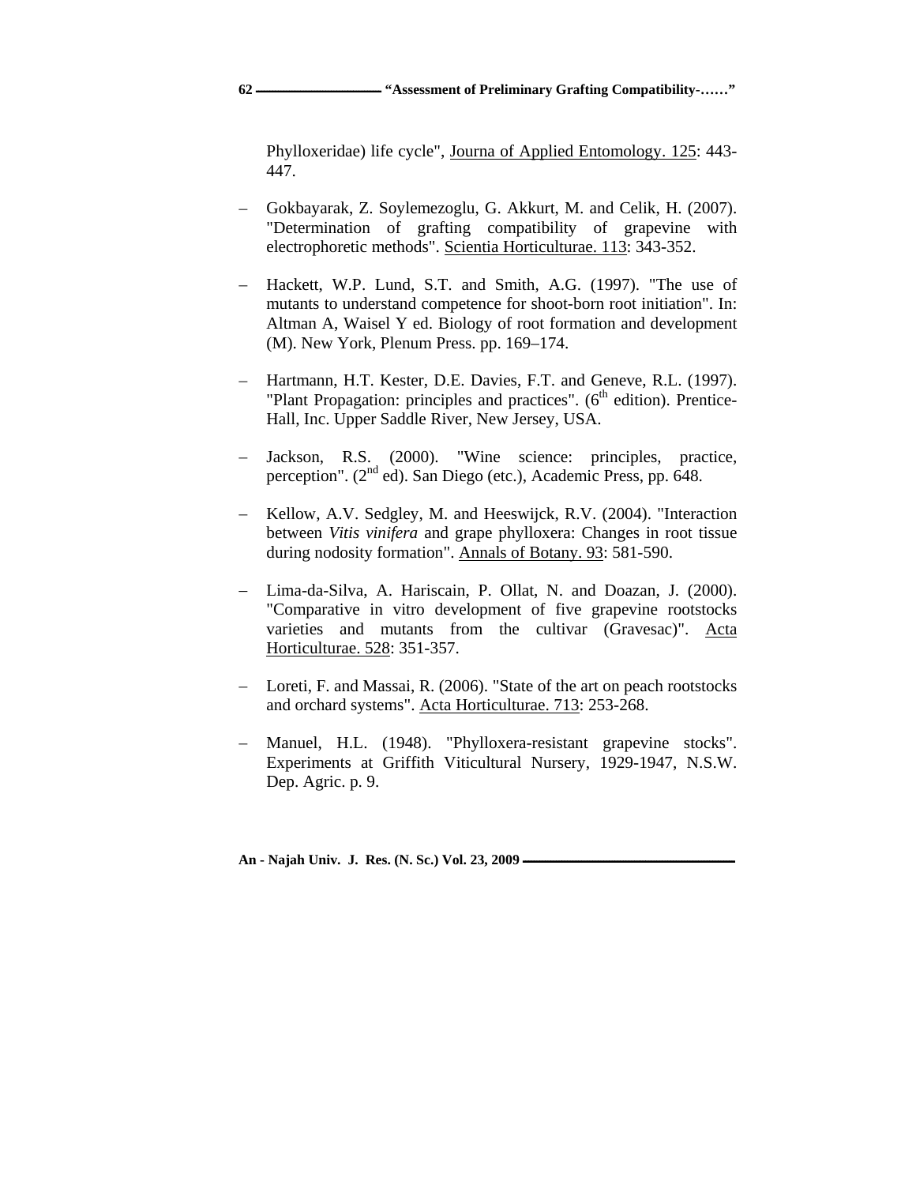Phylloxeridae) life cycle", Journa of Applied Entomology. 125: 443-447.

- Gokbayarak, Z. Soylemezoglu, G. Akkurt, M. and Celik, H. (2007). "Determination of grafting compatibility of grapevine with electrophoretic methods". Scientia Horticulturae. 113: 343-352.
- Hackett, W.P. Lund, S.T. and Smith, A.G. (1997). "The use of mutants to understand competence for shoot-born root initiation". In: Altman A, Waisel Y ed. Biology of root formation and development (M). New York, Plenum Press. pp. 169–174.
- Hartmann, H.T. Kester, D.E. Davies, F.T. and Geneve, R.L. (1997). "Plant Propagation: principles and practices". (6th edition). Prentice-Hall, Inc. Upper Saddle River, New Jersey, USA.
- Jackson, R.S. (2000). "Wine science: principles, practice, perception". (2nd ed). San Diego (etc.), Academic Press, pp. 648.
- Kellow, A.V. Sedgley, M. and Heeswijck, R.V. (2004). "Interaction between *Vitis vinifera* and grape phylloxera: Changes in root tissue during nodosity formation". Annals of Botany. 93: 581-590.
- Lima-da-Silva, A. Hariscain, P. Ollat, N. and Doazan, J. (2000). "Comparative in vitro development of five grapevine rootstocks varieties and mutants from the cultivar (Gravesac)". Acta Horticulturae. 528: 351-357.
- Loreti, F. and Massai, R. (2006). "State of the art on peach rootstocks and orchard systems". Acta Horticulturae. 713: 253-268.
- Manuel, H.L. (1948). "Phylloxera-resistant grapevine stocks". Experiments at Griffith Viticultural Nursery, 1929-1947, N.S.W. Dep. Agric. p. 9.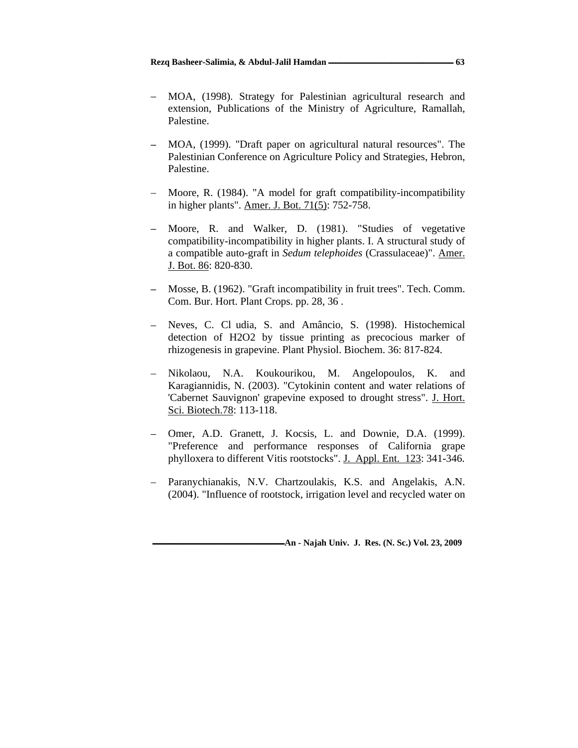- MOA, (1998). Strategy for Palestinian agricultural research and extension, Publications of the Ministry of Agriculture, Ramallah, Palestine.

- MOA, (1999). "Draft paper on agricultural natural resources". The Palestinian Conference on Agriculture Policy and Strategies, Hebron, Palestine.

- Moore, R. (1984). "A model for graft compatibility-incompatibility in higher plants". Amer. J. Bot. 71(5): 752-758.

- Moore, R. and Walker, D. (1981). "Studies of vegetative compatibility-incompatibility in higher plants. I. A structural study of a compatible auto-graft in *Sedum telephoides* (Crassulaceae)". Amer. J. Bot. 86: 820-830.

- Mosse, B. (1962). "Graft incompatibility in fruit trees". Tech. Comm. Com. Bur. Hort. Plant Crops. pp. 28, 36 .

- Neves, C. Cl udia, S. and Amâncio, S. (1998). Histochemical detection of H2O2 by tissue printing as precocious marker of rhizogenesis in grapevine. Plant Physiol. Biochem. 36: 817-824.

- Nikolaou, N.A. Koukourikou, M. Angelopoulos, K. and Karagiannidis, N. (2003). "Cytokinin content and water relations of 'Cabernet Sauvignon' grapevine exposed to drought stress". J. Hort. Sci. Biotech.78: 113-118.

- Omer, A.D. Granett, J. Kocsis, L. and Downie, D.A. (1999). "Preference and performance responses of California grape phylloxera to different Vitis rootstocks". J. Appl. Ent. 123: 341-346.

- Paranychianakis, N.V. Chartzoulakis, K.S. and Angelakis, A.N. (2004). "Influence of rootstock, irrigation level and recycled water on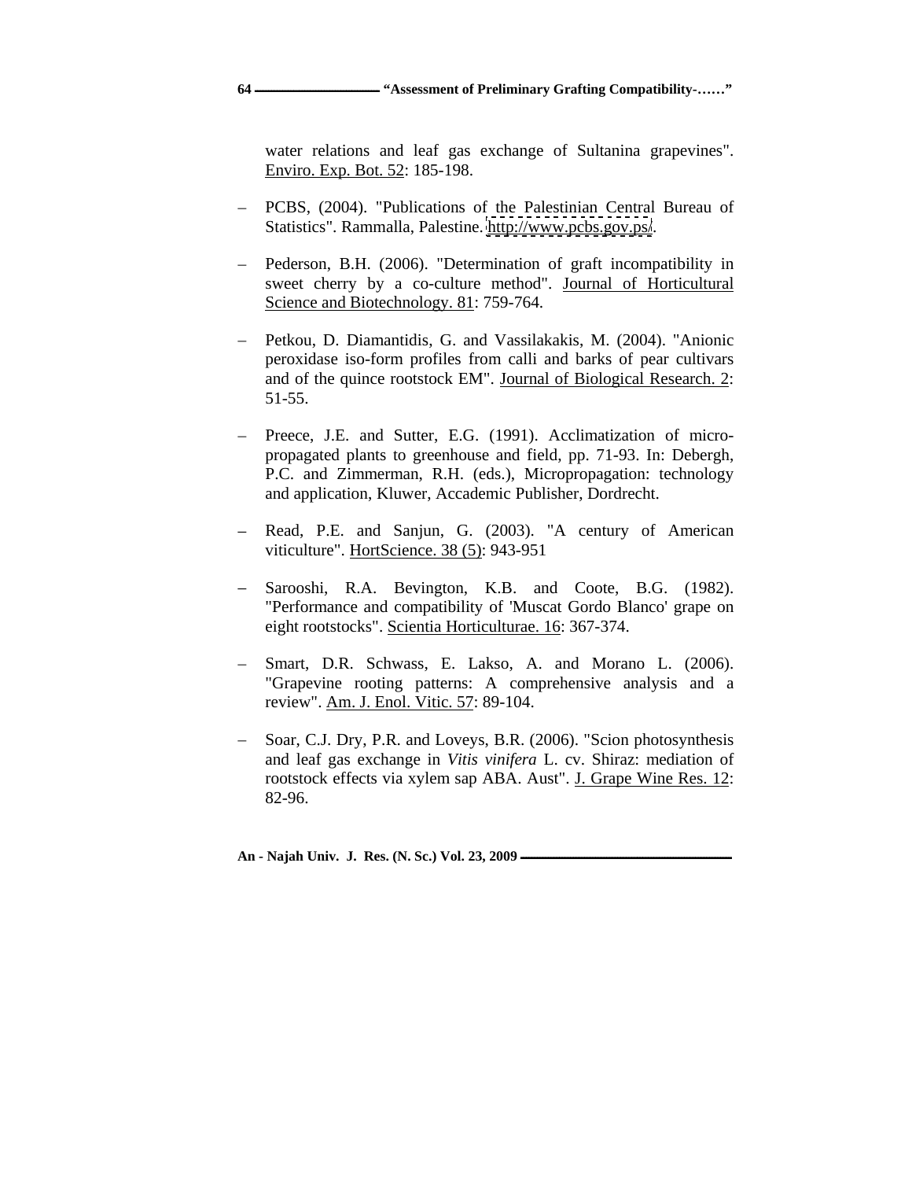water relations and leaf gas exchange of Sultanina grapevines". Enviro. Exp. Bot. 52: 185-198.

- PCBS, (2004). "Publications of the Palestinian Central Bureau of Statistics". Rammalla, Palestine. http://www.pcbs.gov.ps/.

- Pederson, B.H. (2006). "Determination of graft incompatibility in sweet cherry by a co-culture method". Journal of Horticultural Science and Biotechnology. 81: 759-764.

- Petkou, D. Diamantidis, G. and Vassilakakis, M. (2004). "Anionic peroxidase iso-form profiles from calli and barks of pear cultivars and of the quince rootstock EM". Journal of Biological Research. 2: 51-55.

- Preece, J.E. and Sutter, E.G. (1991). Acclimatization of micro-propagated plants to greenhouse and field, pp. 71-93. In: Debergh, P.C. and Zimmerman, R.H. (eds.), Micropropagation: technology and application, Kluwer, Accademic Publisher, Dordrecht.

- Read, P.E. and Sanjun, G. (2003). "A century of American viticulture". HortScience. 38 (5): 943-951

- Sarooshi, R.A. Bevington, K.B. and Coote, B.G. (1982). "Performance and compatibility of 'Muscat Gordo Blanco' grape on eight rootstocks". Scientia Horticulturae. 16: 367-374.

- Smart, D.R. Schwass, E. Lakso, A. and Morano L. (2006). "Grapevine rooting patterns: A comprehensive analysis and a review". Am. J. Enol. Vitic. 57: 89-104.

- Soar, C.J. Dry, P.R. and Loveys, B.R. (2006). "Scion photosynthesis and leaf gas exchange in *Vitis vinifera* L. cv. Shiraz: mediation of rootstock effects via xylem sap ABA. Aust". J. Grape Wine Res. 12: 82-96.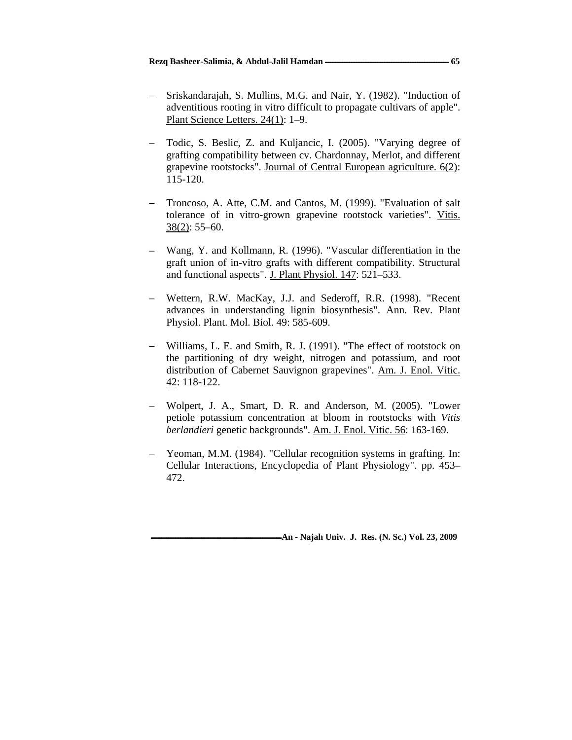- Sriskandarajah, S. Mullins, M.G. and Nair, Y. (1982). "Induction of adventitious rooting in vitro difficult to propagate cultivars of apple". Plant Science Letters. 24(1): 1–9.

- Todic, S. Beslic, Z. and Kuljancic, I. (2005). "Varying degree of grafting compatibility between cv. Chardonnay, Merlot, and different grapevine rootstocks". Journal of Central European agriculture. 6(2): 115-120.

- Troncoso, A. Atte, C.M. and Cantos, M. (1999). "Evaluation of salt tolerance of in vitro-grown grapevine rootstock varieties". Vitis. 38(2): 55–60.

- Wang, Y. and Kollmann, R. (1996). "Vascular differentiation in the graft union of in-vitro grafts with different compatibility. Structural and functional aspects". J. Plant Physiol. 147: 521–533.

- Wettern, R.W. MacKay, J.J. and Sederoff, R.R. (1998). "Recent advances in understanding lignin biosynthesis". Ann. Rev. Plant Physiol. Plant. Mol. Biol. 49: 585-609.

- Williams, L. E. and Smith, R. J. (1991). "The effect of rootstock on the partitioning of dry weight, nitrogen and potassium, and root distribution of Cabernet Sauvignon grapevines". Am. J. Enol. Vitic. 42: 118-122.

- Wolpert, J. A., Smart, D. R. and Anderson, M. (2005). "Lower petiole potassium concentration at bloom in rootstocks with *Vitis berlandieri* genetic backgrounds". Am. J. Enol. Vitic. 56: 163-169.

- Yeoman, M.M. (1984). "Cellular recognition systems in grafting. In: Cellular Interactions, Encyclopedia of Plant Physiology". pp. 453–472.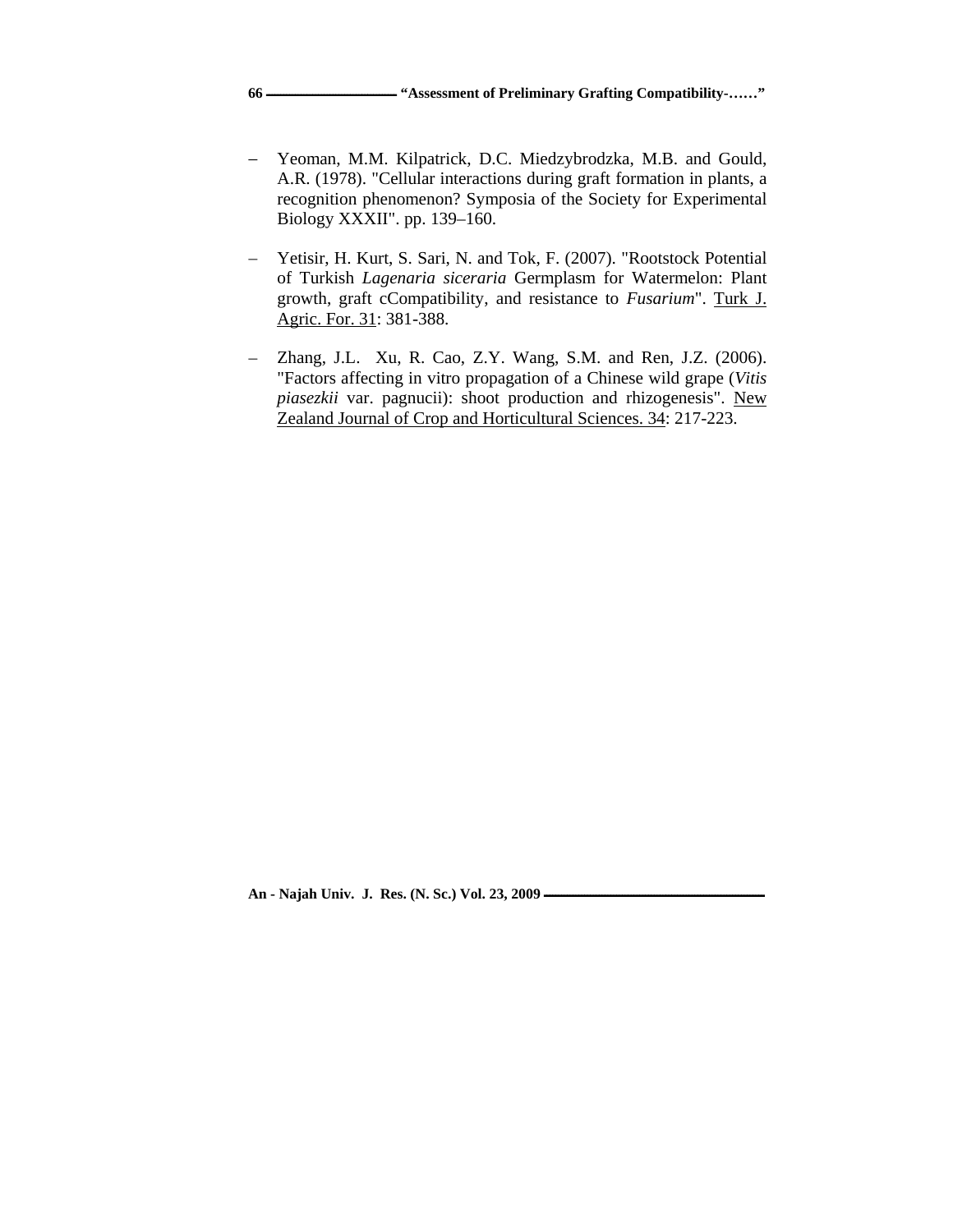- Yeoman, M.M. Kilpatrick, D.C. Miedzybrodzka, M.B. and Gould, A.R. (1978). "Cellular interactions during graft formation in plants, a recognition phenomenon? Symposia of the Society for Experimental Biology XXXII". pp. 139–160.

- Yetisir, H. Kurt, S. Sari, N. and Tok, F. (2007). "Rootstock Potential of Turkish *Lagenaria siceraria* Germplasm for Watermelon: Plant growth, graft cCompatibility, and resistance to *Fusarium*". Turk J. Agric. For. 31: 381-388.

- Zhang, J.L. Xu, R. Cao, Z.Y. Wang, S.M. and Ren, J.Z. (2006). "Factors affecting in vitro propagation of a Chinese wild grape (*Vitis piasezkii* var. pagnucii): shoot production and rhizogenesis". New Zealand Journal of Crop and Horticultural Sciences. 34: 217-223.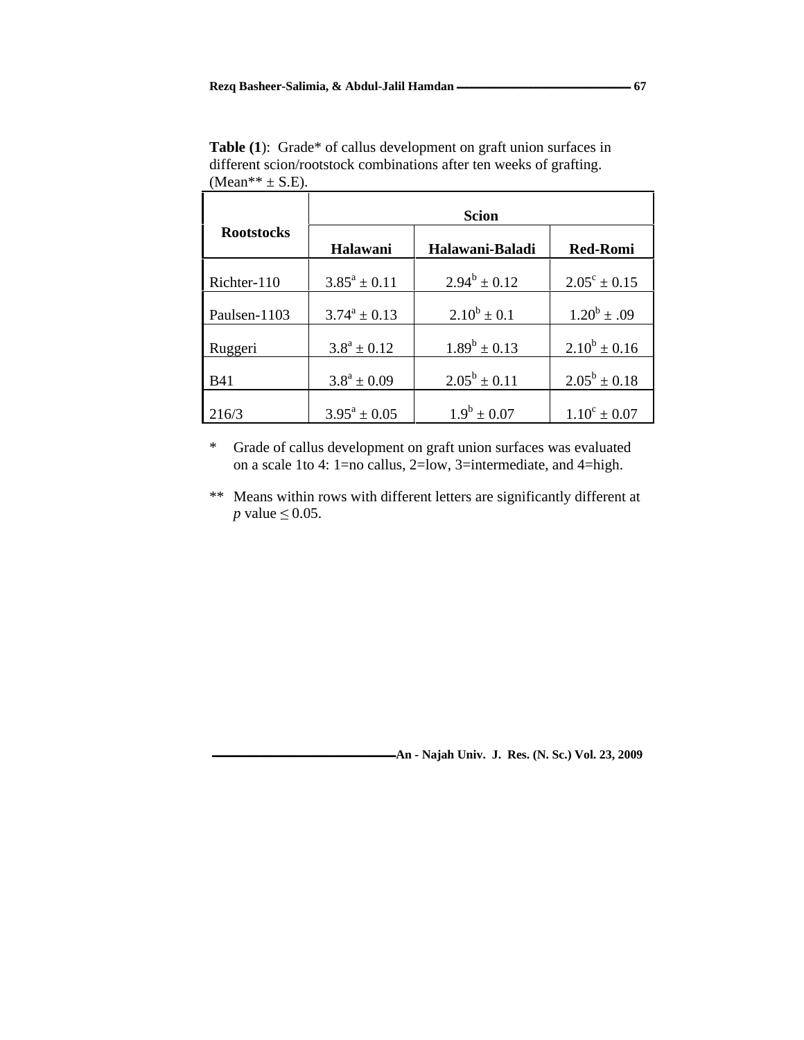**Table (1)**: Grade* of callus development on graft union surfaces in different scion/rootstock combinations after ten weeks of grafting. (Mean** ± S.E).

| Rootstocks | Scion | | |
| --- | --- | --- | --- |
| | Halawani | Halawani-Baladi | Red-Romi |
| Richter-110 | $3.85^{a} \pm 0.11$ | $2.94^{b} \pm 0.12$ | $2.05^{c} \pm 0.15$ |
| Paulsen-1103 | $3.74^{a} \pm 0.13$ | $2.10^{b} \pm 0.1$ | $1.20^{b} \pm .09$ |
| Ruggeri | $3.8^{a} \pm 0.12$ | $1.89^{b} \pm 0.13$ | $2.10^{b} \pm 0.16$ |
| B41 | $3.8^{a} \pm 0.09$ | $2.05^{b} \pm 0.11$ | $2.05^{b} \pm 0.18$ |
| 216/3 | $3.95^{a} \pm 0.05$ | $1.9^{b} \pm 0.07$ | $1.10^{c} \pm 0.07$ |

\* Grade of callus development on graft union surfaces was evaluated on a scale 1to 4: 1=no callus, 2=low, 3=intermediate, and 4=high.

** Means within rows with different letters are significantly different at *p* value $\leq 0.05$.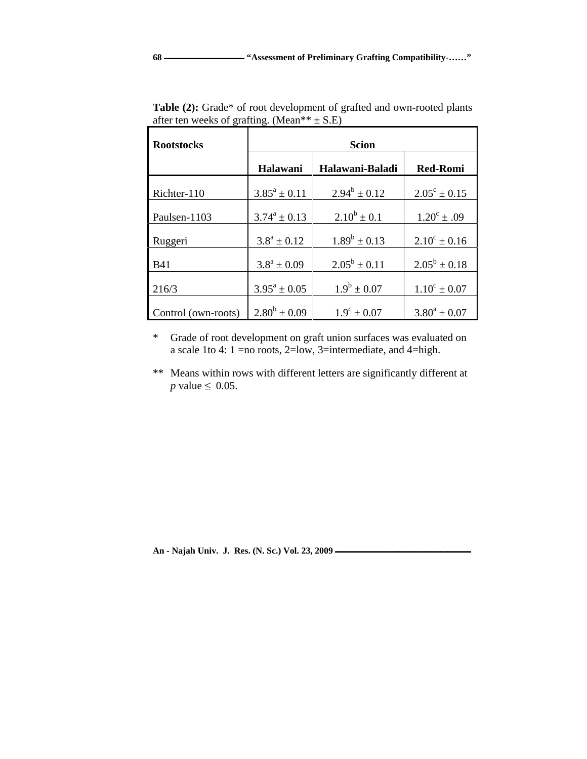**Table (2):** Grade* of root development of grafted and own-rooted plants after ten weeks of grafting. (Mean** ± S.E)

| Rootstocks | Scion | | |
|---|---|---|---|
| | Halawani | Halawani-Baladi | Red-Romi |
| Richter-110 | $3.85^{a} \pm 0.11$ | $2.94^{b} \pm 0.12$ | $2.05^{c} \pm 0.15$ |
| Paulsen-1103 | $3.74^{a} \pm 0.13$ | $2.10^{b} \pm 0.1$ | $1.20^{c} \pm .09$ |
| Ruggeri | $3.8^{a} \pm 0.12$ | $1.89^{b} \pm 0.13$ | $2.10^{c} \pm 0.16$ |
| B41 | $3.8^{a} \pm 0.09$ | $2.05^{b} \pm 0.11$ | $2.05^{b} \pm 0.18$ |
| 216/3 | $3.95^{a} \pm 0.05$ | $1.9^{b} \pm 0.07$ | $1.10^{c} \pm 0.07$ |
| Control (own-roots) | $2.80^{b} \pm 0.09$ | $1.9^{c} \pm 0.07$ | $3.80^{a} \pm 0.07$ |

\* Grade of root development on graft union surfaces was evaluated on a scale 1to 4: 1 =no roots, 2=low, 3=intermediate, and 4=high.

** Means within rows with different letters are significantly different at *p* value ≤ 0.05.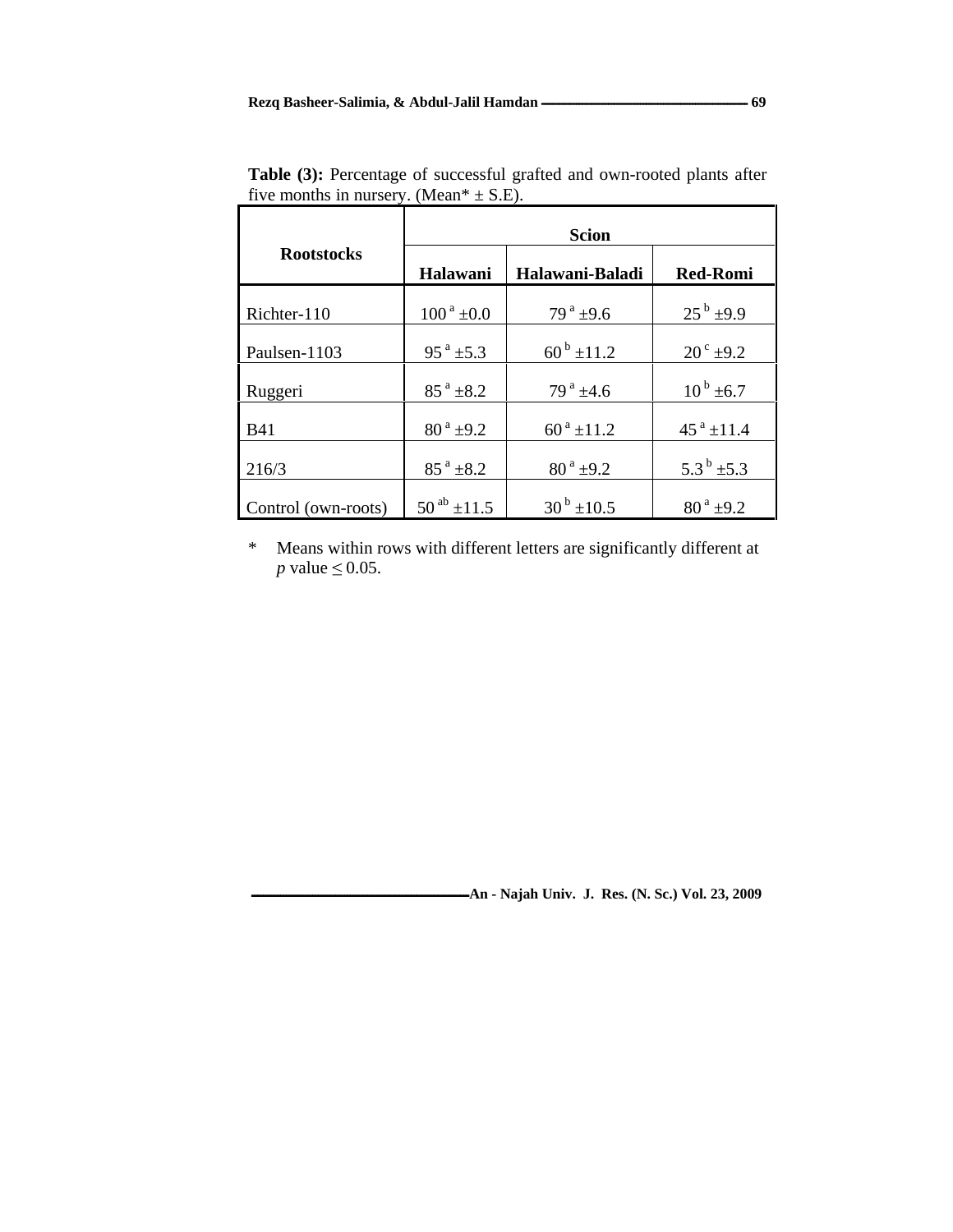**Table (3):** Percentage of successful grafted and own-rooted plants after five months in nursery. (Mean* ± S.E).

| Rootstocks | Scion | | |
|---|---|---|---|
| | Halawani | Halawani-Baladi | Red-Romi |
| Richter-110 | $100^{a} \pm 0.0$ | $79^{a} \pm 9.6$ | $25^{b} \pm 9.9$ |
| Paulsen-1103 | $95^{a} \pm 5.3$ | $60^{b} \pm 11.2$ | $20^{c} \pm 9.2$ |
| Ruggeri | $85^{a} \pm 8.2$ | $79^{a} \pm 4.6$ | $10^{b} \pm 6.7$ |
| B41 | $80^{a} \pm 9.2$ | $60^{a} \pm 11.2$ | $45^{a} \pm 11.4$ |
| 216/3 | $85^{a} \pm 8.2$ | $80^{a} \pm 9.2$ | $5.3^{b} \pm 5.3$ |
| Control (own-roots) | $50^{ab} \pm 11.5$ | $30^{b} \pm 10.5$ | $80^{a} \pm 9.2$ |

\* Means within rows with different letters are significantly different at $p$ value $\leq 0.05$.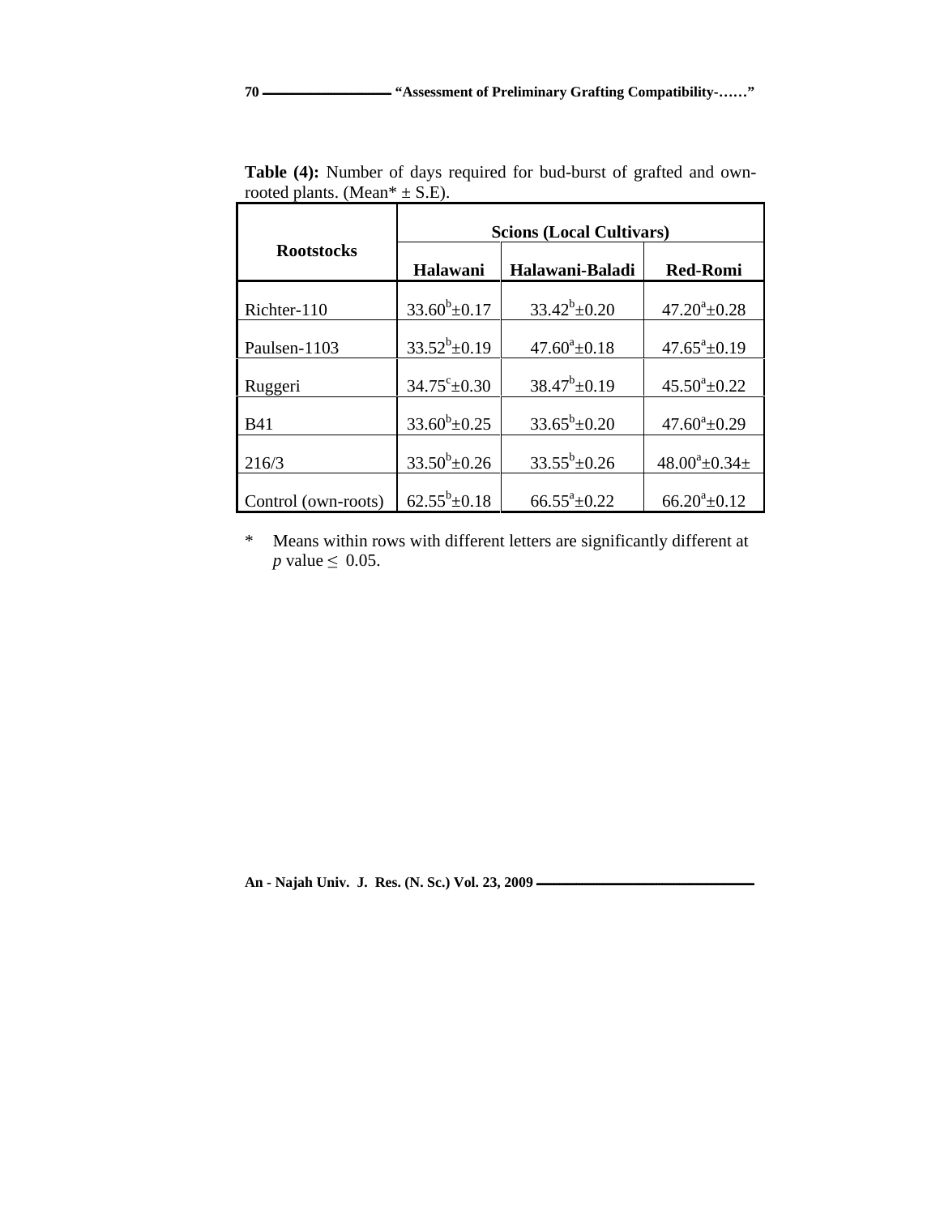**Table (4):** Number of days required for bud-burst of grafted and own-rooted plants. (Mean* ± S.E).

| Rootstocks | Scions (Local Cultivars) | | |
|---|---|---|---|
| | Halawani | Halawani-Baladi | Red-Romi |
| Richter-110 | $33.60^{b}$±0.17 | $33.42^{b}$±0.20 | $47.20^{a}$±0.28 |
| Paulsen-1103 | $33.52^{b}$±0.19 | $47.60^{a}$±0.18 | $47.65^{a}$±0.19 |
| Ruggeri | $34.75^{c}$±0.30 | $38.47^{b}$±0.19 | $45.50^{a}$±0.22 |
| B41 | $33.60^{b}$±0.25 | $33.65^{b}$±0.20 | $47.60^{a}$±0.29 |
| 216/3 | $33.50^{b}$±0.26 | $33.55^{b}$±0.26 | $48.00^{a}$±0.34± |
| Control (own-roots) | $62.55^{b}$±0.18 | $66.55^{a}$±0.22 | $66.20^{a}$±0.12 |

\* Means within rows with different letters are significantly different at *p* value ≤ 0.05.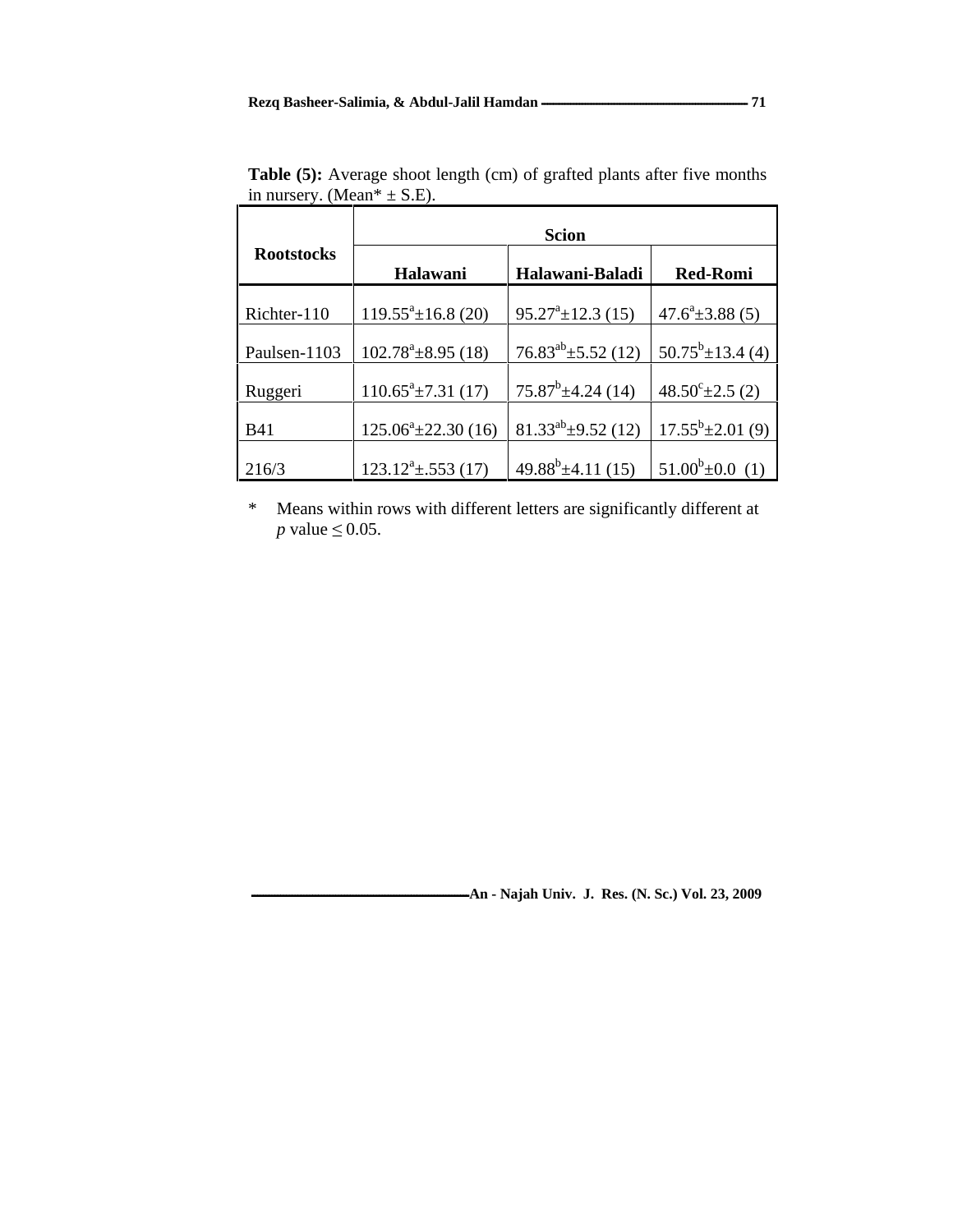**Table (5):** Average shoot length (cm) of grafted plants after five months in nursery. (Mean* ± S.E).

| Rootstocks | Scion | | |
|---|---|---|---|
| | **Halawani** | **Halawani-Baladi** | **Red-Romi** |
| Richter-110 | $119.55^{a}$±16.8 (20) | $95.27^{a}$±12.3 (15) | $47.6^{a}$±3.88 (5) |
| Paulsen-1103 | $102.78^{a}$±8.95 (18) | $76.83^{ab}$±5.52 (12) | $50.75^{b}$±13.4 (4) |
| Ruggeri | $110.65^{a}$±7.31 (17) | $75.87^{b}$±4.24 (14) | $48.50^{c}$±2.5 (2) |
| B41 | $125.06^{a}$±22.30 (16) | $81.33^{ab}$±9.52 (12) | $17.55^{b}$±2.01 (9) |
| 216/3 | $123.12^{a}$±.553 (17) | $49.88^{b}$±4.11 (15) | $51.00^{b}$±0.0 (1) |

\* Means within rows with different letters are significantly different at *p* value ≤ 0.05.